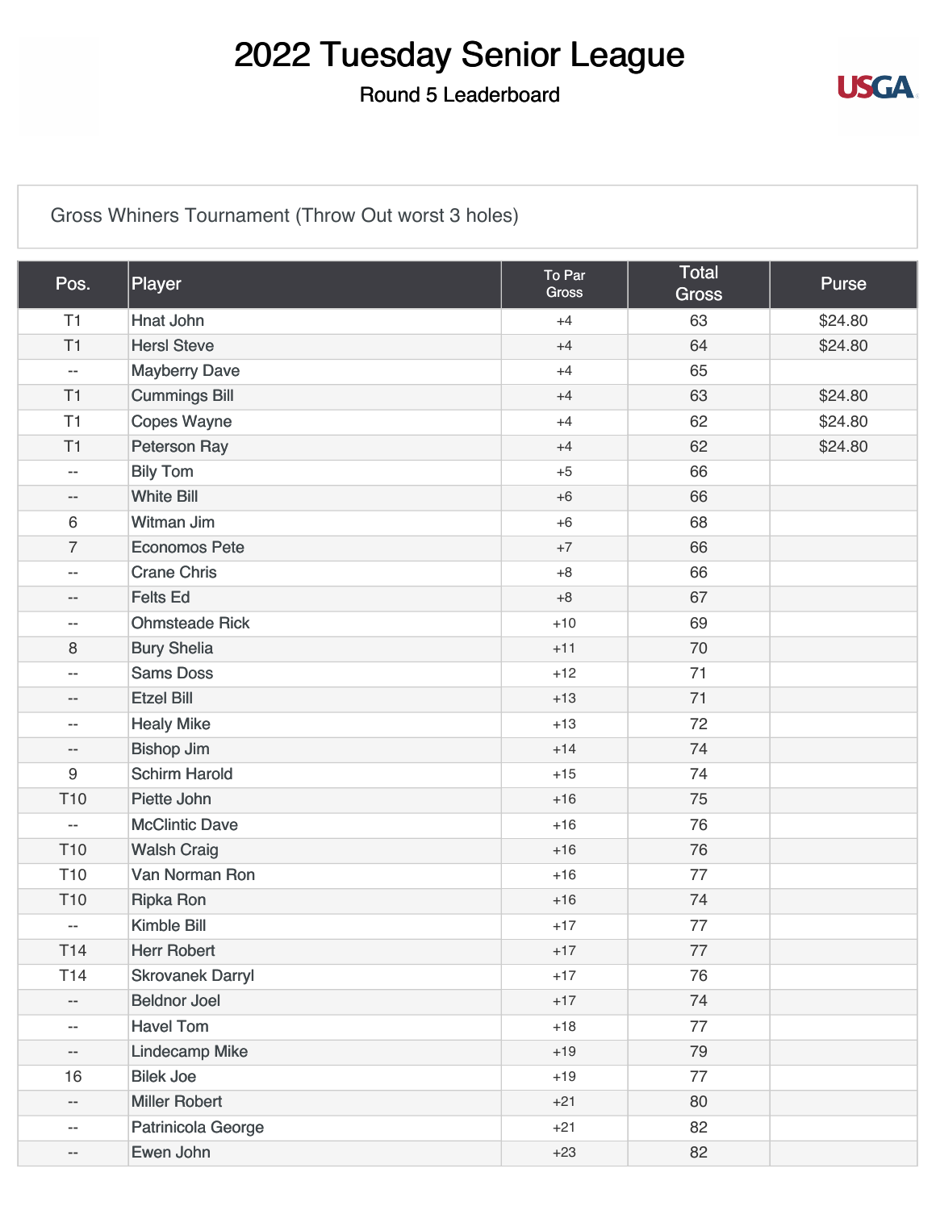# 2022 Tuesday Senior League

## Round 5 Leaderboard

Gross Whiners Tournament (Throw Out worst 3 holes)

| Pos. | Player | To Par Gross | Total Gross | Purse |
|---|---|---|---|---|
| T1 | Hnat John | +4 | 63 | $24.80 |
| T1 | Hersl Steve | +4 | 64 | $24.80 |
| -- | Mayberry Dave | +4 | 65 | |
| T1 | Cummings Bill | +4 | 63 | $24.80 |
| T1 | Copes Wayne | +4 | 62 | $24.80 |
| T1 | Peterson Ray | +4 | 62 | $24.80 |
| -- | Bily Tom | +5 | 66 | |
| -- | White Bill | +6 | 66 | |
| 6 | Witman Jim | +6 | 68 | |
| 7 | Economos Pete | +7 | 66 | |
| -- | Crane Chris | +8 | 66 | |
| -- | Felts Ed | +8 | 67 | |
| -- | Ohmsteade Rick | +10 | 69 | |
| 8 | Bury Shelia | +11 | 70 | |
| -- | Sams Doss | +12 | 71 | |
| -- | Etzel Bill | +13 | 71 | |
| -- | Healy Mike | +13 | 72 | |
| -- | Bishop Jim | +14 | 74 | |
| 9 | Schirm Harold | +15 | 74 | |
| T10 | Piette John | +16 | 75 | |
| -- | McClintic Dave | +16 | 76 | |
| T10 | Walsh Craig | +16 | 76 | |
| T10 | Van Norman Ron | +16 | 77 | |
| T10 | Ripka Ron | +16 | 74 | |
| -- | Kimble Bill | +17 | 77 | |
| T14 | Herr Robert | +17 | 77 | |
| T14 | Skrovanek Darryl | +17 | 76 | |
| -- | Beldnor Joel | +17 | 74 | |
| -- | Havel Tom | +18 | 77 | |
| -- | Lindecamp Mike | +19 | 79 | |
| 16 | Bilek Joe | +19 | 77 | |
| -- | Miller Robert | +21 | 80 | |
| -- | Patrinicola George | +21 | 82 | |
| -- | Ewen John | +23 | 82 | |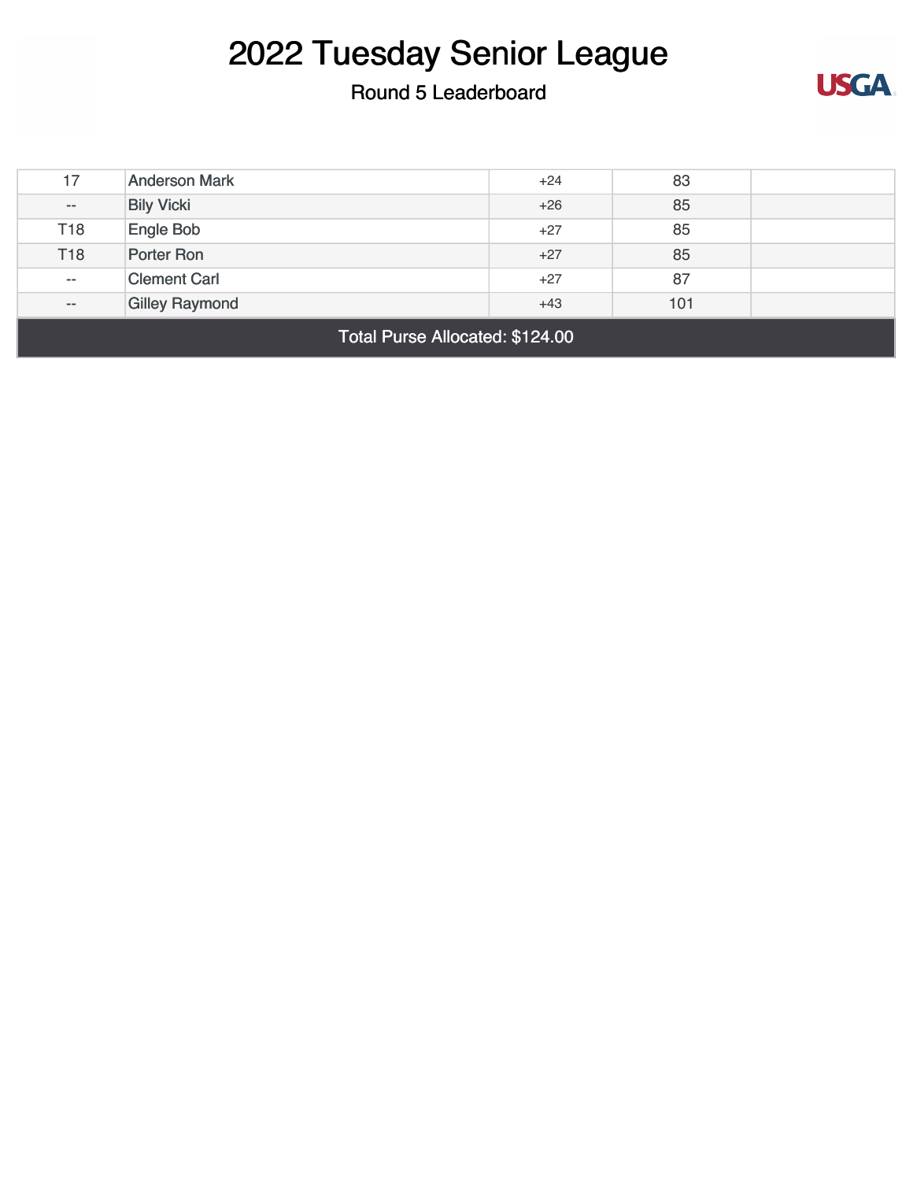# 2022 Tuesday Senior League

Round 5 Leaderboard

| | | | | |
|---|---|---|---|---|
| 17 | Anderson Mark | +24 | 83 | |
| -- | Bily Vicki | +26 | 85 | |
| T18 | Engle Bob | +27 | 85 | |
| T18 | Porter Ron | +27 | 85 | |
| -- | Clement Carl | +27 | 87 | |
| -- | Gilley Raymond | +43 | 101 | |
| Total Purse Allocated: $124.00 | | | | |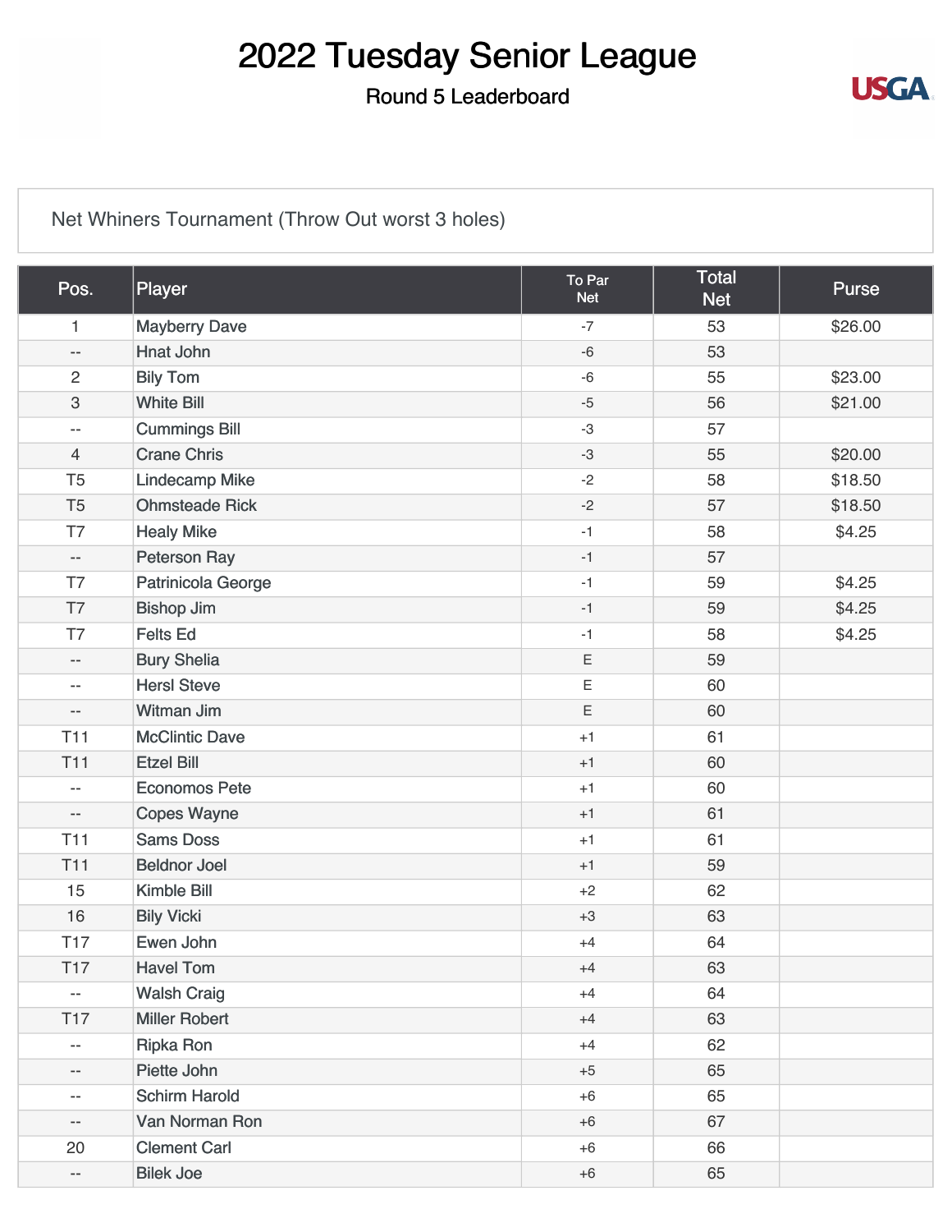# 2022 Tuesday Senior League

## Round 5 Leaderboard

Net Whiners Tournament (Throw Out worst 3 holes)

| Pos. | Player | To Par Net | Total Net | Purse |
|---|---|---|---|---|
| 1 | Mayberry Dave | -7 | 53 | $26.00 |
| -- | Hnat John | -6 | 53 | |
| 2 | Bily Tom | -6 | 55 | $23.00 |
| 3 | White Bill | -5 | 56 | $21.00 |
| -- | Cummings Bill | -3 | 57 | |
| 4 | Crane Chris | -3 | 55 | $20.00 |
| T5 | Lindecamp Mike | -2 | 58 | $18.50 |
| T5 | Ohmsteade Rick | -2 | 57 | $18.50 |
| T7 | Healy Mike | -1 | 58 | $4.25 |
| -- | Peterson Ray | -1 | 57 | |
| T7 | Patrinicola George | -1 | 59 | $4.25 |
| T7 | Bishop Jim | -1 | 59 | $4.25 |
| T7 | Felts Ed | -1 | 58 | $4.25 |
| -- | Bury Shelia | E | 59 | |
| -- | Hersl Steve | E | 60 | |
| -- | Witman Jim | E | 60 | |
| T11 | McClintic Dave | +1 | 61 | |
| T11 | Etzel Bill | +1 | 60 | |
| -- | Economos Pete | +1 | 60 | |
| -- | Copes Wayne | +1 | 61 | |
| T11 | Sams Doss | +1 | 61 | |
| T11 | Beldnor Joel | +1 | 59 | |
| 15 | Kimble Bill | +2 | 62 | |
| 16 | Bily Vicki | +3 | 63 | |
| T17 | Ewen John | +4 | 64 | |
| T17 | Havel Tom | +4 | 63 | |
| -- | Walsh Craig | +4 | 64 | |
| T17 | Miller Robert | +4 | 63 | |
| -- | Ripka Ron | +4 | 62 | |
| -- | Piette John | +5 | 65 | |
| -- | Schirm Harold | +6 | 65 | |
| -- | Van Norman Ron | +6 | 67 | |
| 20 | Clement Carl | +6 | 66 | |
| -- | Bilek Joe | +6 | 65 | |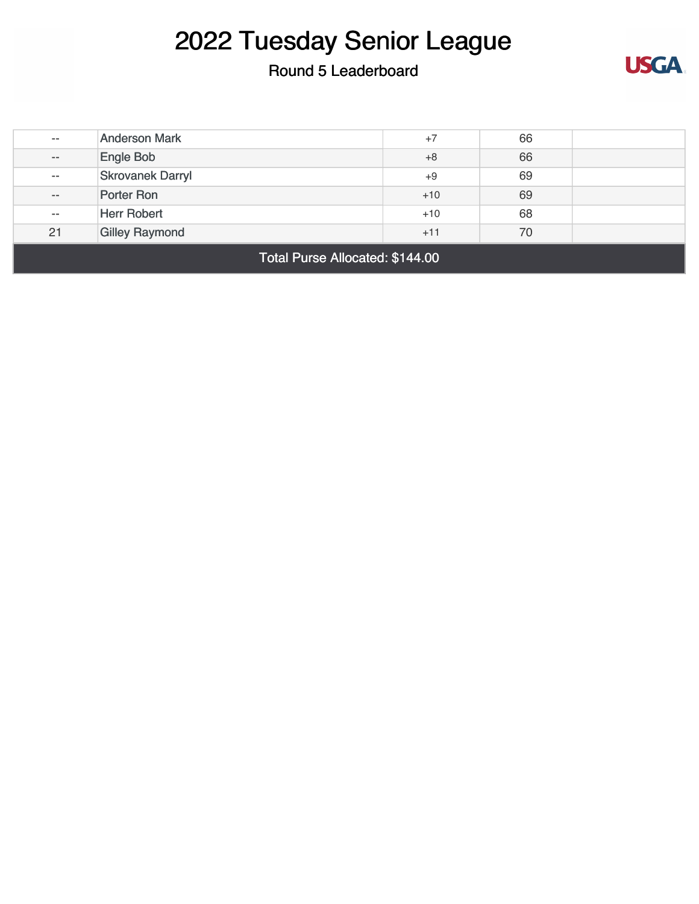# 2022 Tuesday Senior League

## Round 5 Leaderboard

| | | | | |
|---|---|---|---|---|
| -- | Anderson Mark | +7 | 66 | |
| -- | Engle Bob | +8 | 66 | |
| -- | Skrovanek Darryl | +9 | 69 | |
| -- | Porter Ron | +10 | 69 | |
| -- | Herr Robert | +10 | 68 | |
| 21 | Gilley Raymond | +11 | 70 | |

**Total Purse Allocated: $144.00**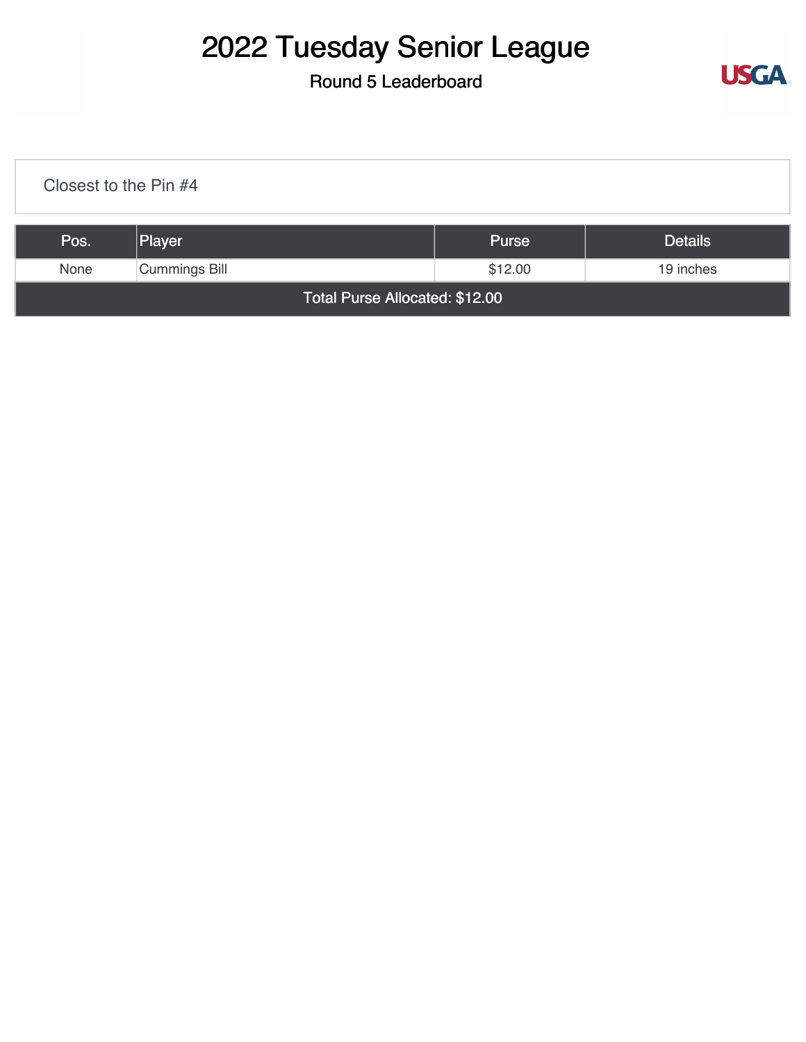# 2022 Tuesday Senior League

## Round 5 Leaderboard

### Closest to the Pin #4

| Pos. | Player | Purse | Details |
|---|---|---|---|
| None | Cummings Bill | $12.00 | 19 inches |
| Total Purse Allocated: $12.00 | | | |